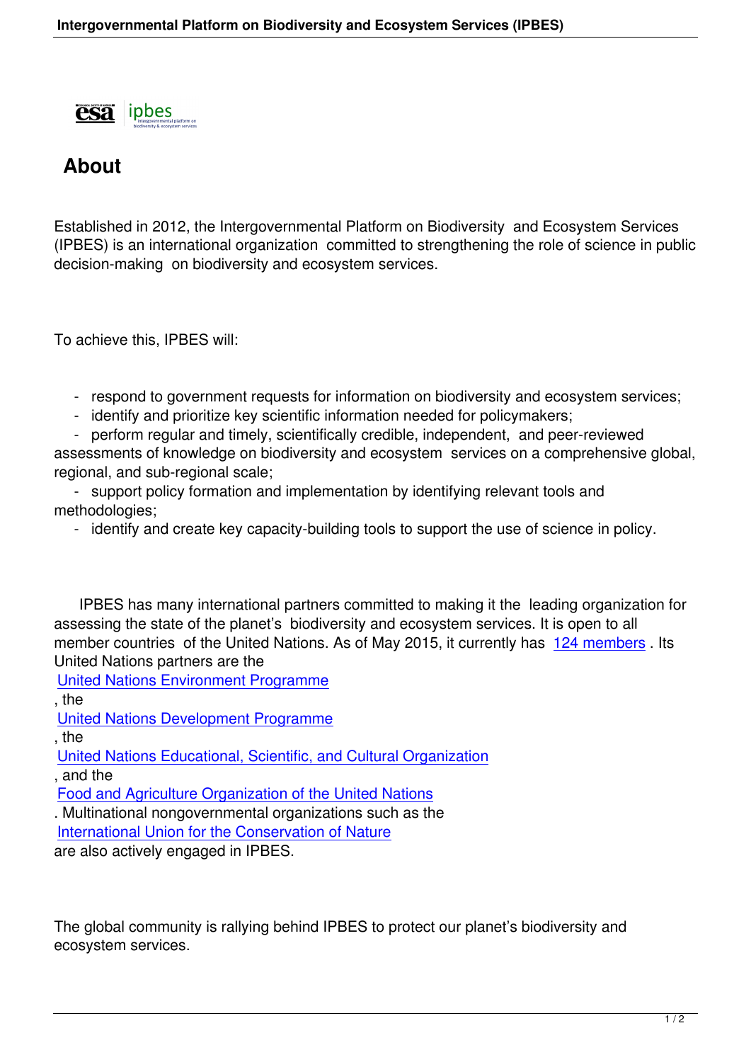# About

Established in 2012, the Intergovernmental Platform on Biodiversity and Ecosystem Services (IPBES) is an international organization committed to strengthening the role of science in public decision-making on biodiversity and ecosystem services.

To achieve this, IPBES will:

- respond to government requests for information on biodiversity and ecosystem services;
- identify and prioritize key scientific information needed for policymakers;
- perform regular and timely, scientifically credible, independent, and peer-reviewed assessments of knowledge on biodiversity and ecosystem services on a comprehensive global, regional, and sub-regional scale;
- support policy formation and implementation by identifying relevant tools and methodologies;
- identify and create key capacity-building tools to support the use of science in policy.

IPBES has many international partners committed to making it the leading organization for assessing the state of the planet's biodiversity and ecosystem services. It is open to all member countries of the United Nations. As of May 2015, it currently has 124 members. Its United Nations partners are the United Nations Environment Programme, the United Nations Development Programme, the United Nations Educational, Scientific, and Cultural Organization, and the Food and Agriculture Organization of the United Nations. Multinational nongovernmental organizations such as the International Union for the Conservation of Nature are also actively engaged in IPBES.

The global community is rallying behind IPBES to protect our planet's biodiversity and ecosystem services.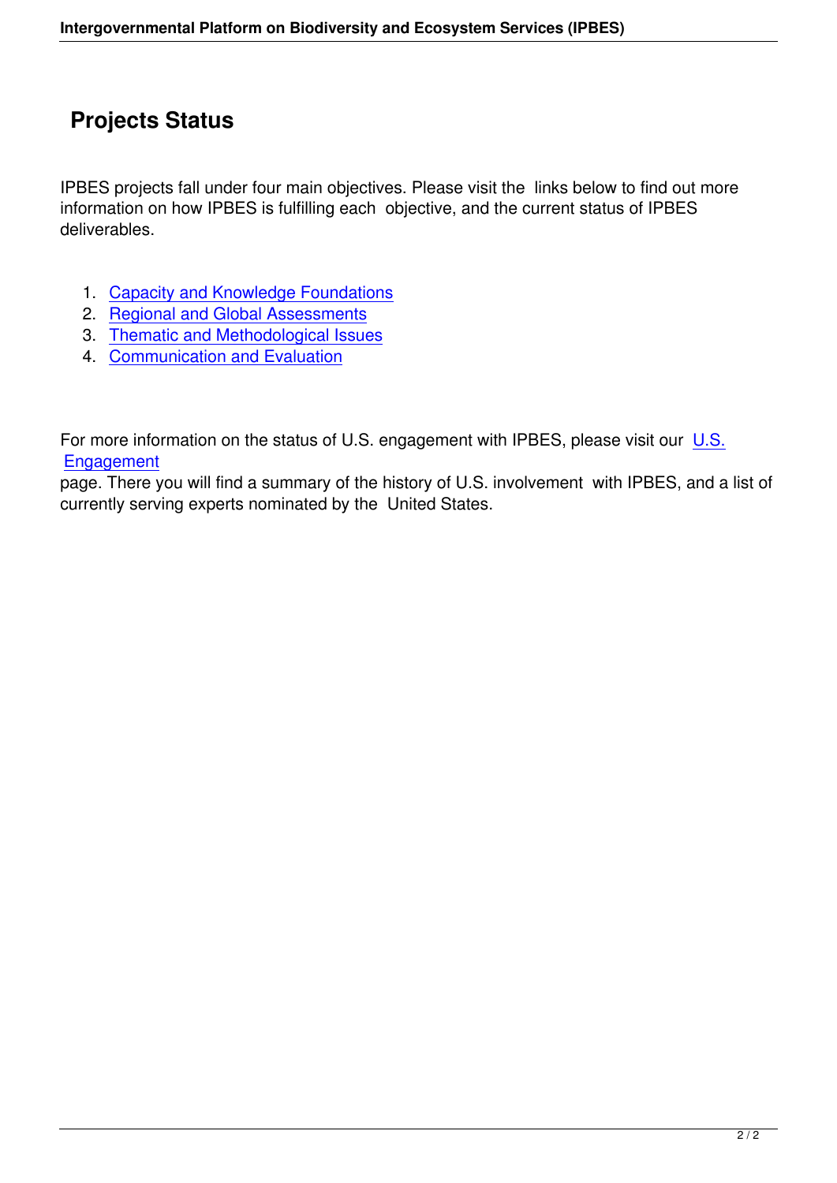# Projects Status

IPBES projects fall under four main objectives. Please visit the links below to find out more information on how IPBES is fulfilling each objective, and the current status of IPBES deliverables.

1. Capacity and Knowledge Foundations
2. Regional and Global Assessments
3. Thematic and Methodological Issues
4. Communication and Evaluation

For more information on the status of U.S. engagement with IPBES, please visit our U.S. Engagement page. There you will find a summary of the history of U.S. involvement with IPBES, and a list of currently serving experts nominated by the United States.